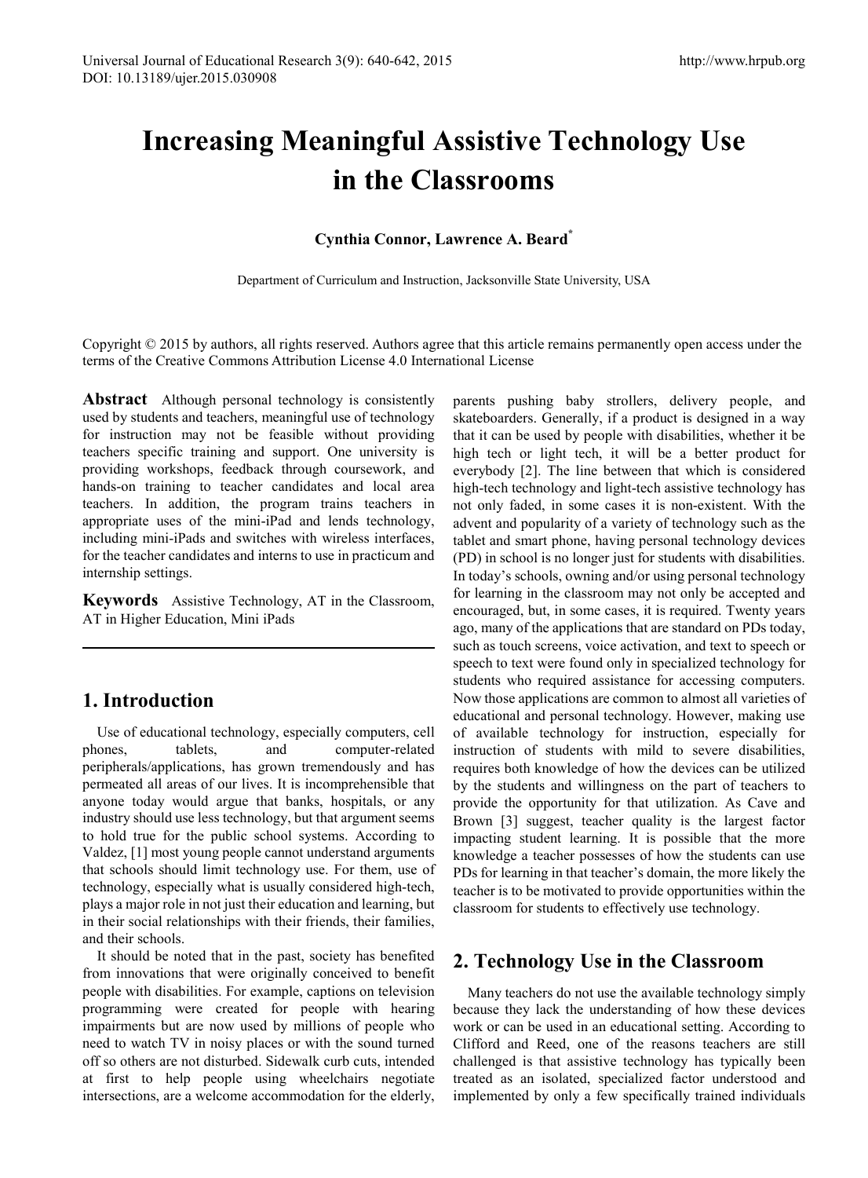# Increasing Meaningful Assistive Technology Use in the Classrooms

**Cynthia Connor, Lawrence A. Beard***

Department of Curriculum and Instruction, Jacksonville State University, USA

Copyright © 2015 by authors, all rights reserved. Authors agree that this article remains permanently open access under the terms of the Creative Commons Attribution License 4.0 International License

**Abstract** Although personal technology is consistently used by students and teachers, meaningful use of technology for instruction may not be feasible without providing teachers specific training and support. One university is providing workshops, feedback through coursework, and hands-on training to teacher candidates and local area teachers. In addition, the program trains teachers in appropriate uses of the mini-iPad and lends technology, including mini-iPads and switches with wireless interfaces, for the teacher candidates and interns to use in practicum and internship settings.

**Keywords** Assistive Technology, AT in the Classroom, AT in Higher Education, Mini iPads

## 1. Introduction

Use of educational technology, especially computers, cell phones, tablets, and computer-related peripherals/applications, has grown tremendously and has permeated all areas of our lives. It is incomprehensible that anyone today would argue that banks, hospitals, or any industry should use less technology, but that argument seems to hold true for the public school systems. According to Valdez, [1] most young people cannot understand arguments that schools should limit technology use. For them, use of technology, especially what is usually considered high-tech, plays a major role in not just their education and learning, but in their social relationships with their friends, their families, and their schools.

It should be noted that in the past, society has benefited from innovations that were originally conceived to benefit people with disabilities. For example, captions on television programming were created for people with hearing impairments but are now used by millions of people who need to watch TV in noisy places or with the sound turned off so others are not disturbed. Sidewalk curb cuts, intended at first to help people using wheelchairs negotiate intersections, are a welcome accommodation for the elderly, parents pushing baby strollers, delivery people, and skateboarders. Generally, if a product is designed in a way that it can be used by people with disabilities, whether it be high tech or light tech, it will be a better product for everybody [2]. The line between that which is considered high-tech technology and light-tech assistive technology has not only faded, in some cases it is non-existent. With the advent and popularity of a variety of technology such as the tablet and smart phone, having personal technology devices (PD) in school is no longer just for students with disabilities. In today's schools, owning and/or using personal technology for learning in the classroom may not only be accepted and encouraged, but, in some cases, it is required. Twenty years ago, many of the applications that are standard on PDs today, such as touch screens, voice activation, and text to speech or speech to text were found only in specialized technology for students who required assistance for accessing computers. Now those applications are common to almost all varieties of educational and personal technology. However, making use of available technology for instruction, especially for instruction of students with mild to severe disabilities, requires both knowledge of how the devices can be utilized by the students and willingness on the part of teachers to provide the opportunity for that utilization. As Cave and Brown [3] suggest, teacher quality is the largest factor impacting student learning. It is possible that the more knowledge a teacher possesses of how the students can use PDs for learning in that teacher's domain, the more likely the teacher is to be motivated to provide opportunities within the classroom for students to effectively use technology.

## 2. Technology Use in the Classroom

Many teachers do not use the available technology simply because they lack the understanding of how these devices work or can be used in an educational setting. According to Clifford and Reed, one of the reasons teachers are still challenged is that assistive technology has typically been treated as an isolated, specialized factor understood and implemented by only a few specifically trained individuals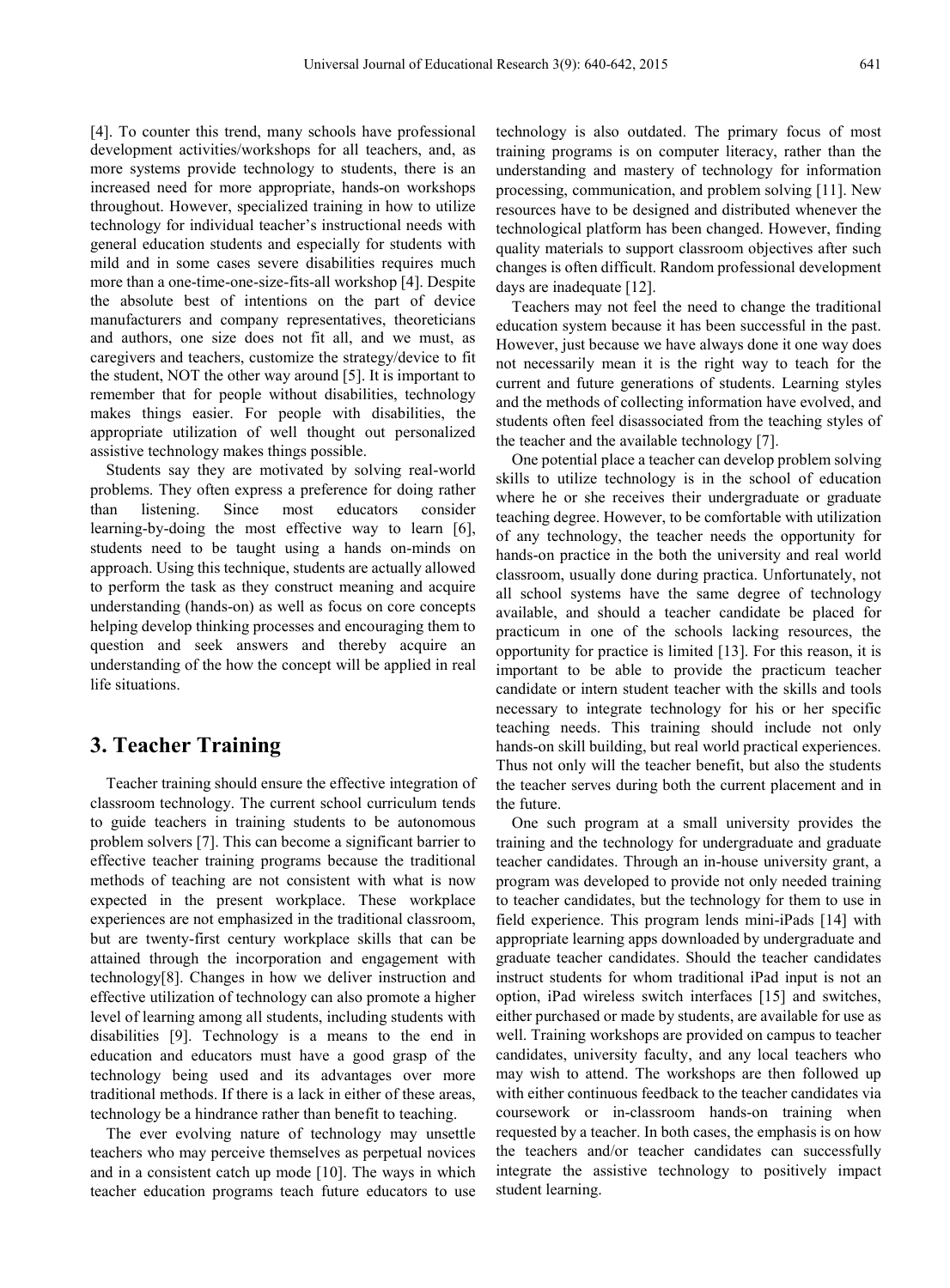[4]. To counter this trend, many schools have professional development activities/workshops for all teachers, and, as more systems provide technology to students, there is an increased need for more appropriate, hands-on workshops throughout. However, specialized training in how to utilize technology for individual teacher's instructional needs with general education students and especially for students with mild and in some cases severe disabilities requires much more than a one-time-one-size-fits-all workshop [4]. Despite the absolute best of intentions on the part of device manufacturers and company representatives, theoreticians and authors, one size does not fit all, and we must, as caregivers and teachers, customize the strategy/device to fit the student, NOT the other way around [5]. It is important to remember that for people without disabilities, technology makes things easier. For people with disabilities, the appropriate utilization of well thought out personalized assistive technology makes things possible.

Students say they are motivated by solving real-world problems. They often express a preference for doing rather than listening. Since most educators consider learning-by-doing the most effective way to learn [6], students need to be taught using a hands on-minds on approach. Using this technique, students are actually allowed to perform the task as they construct meaning and acquire understanding (hands-on) as well as focus on core concepts helping develop thinking processes and encouraging them to question and seek answers and thereby acquire an understanding of the how the concept will be applied in real life situations.

## 3. Teacher Training

Teacher training should ensure the effective integration of classroom technology. The current school curriculum tends to guide teachers in training students to be autonomous problem solvers [7]. This can become a significant barrier to effective teacher training programs because the traditional methods of teaching are not consistent with what is now expected in the present workplace. These workplace experiences are not emphasized in the traditional classroom, but are twenty-first century workplace skills that can be attained through the incorporation and engagement with technology[8]. Changes in how we deliver instruction and effective utilization of technology can also promote a higher level of learning among all students, including students with disabilities [9]. Technology is a means to the end in education and educators must have a good grasp of the technology being used and its advantages over more traditional methods. If there is a lack in either of these areas, technology be a hindrance rather than benefit to teaching.

The ever evolving nature of technology may unsettle teachers who may perceive themselves as perpetual novices and in a consistent catch up mode [10]. The ways in which teacher education programs teach future educators to use technology is also outdated. The primary focus of most training programs is on computer literacy, rather than the understanding and mastery of technology for information processing, communication, and problem solving [11]. New resources have to be designed and distributed whenever the technological platform has been changed. However, finding quality materials to support classroom objectives after such changes is often difficult. Random professional development days are inadequate [12].

Teachers may not feel the need to change the traditional education system because it has been successful in the past. However, just because we have always done it one way does not necessarily mean it is the right way to teach for the current and future generations of students. Learning styles and the methods of collecting information have evolved, and students often feel disassociated from the teaching styles of the teacher and the available technology [7].

One potential place a teacher can develop problem solving skills to utilize technology is in the school of education where he or she receives their undergraduate or graduate teaching degree. However, to be comfortable with utilization of any technology, the teacher needs the opportunity for hands-on practice in the both the university and real world classroom, usually done during practica. Unfortunately, not all school systems have the same degree of technology available, and should a teacher candidate be placed for practicum in one of the schools lacking resources, the opportunity for practice is limited [13]. For this reason, it is important to be able to provide the practicum teacher candidate or intern student teacher with the skills and tools necessary to integrate technology for his or her specific teaching needs. This training should include not only hands-on skill building, but real world practical experiences. Thus not only will the teacher benefit, but also the students the teacher serves during both the current placement and in the future.

One such program at a small university provides the training and the technology for undergraduate and graduate teacher candidates. Through an in-house university grant, a program was developed to provide not only needed training to teacher candidates, but the technology for them to use in field experience. This program lends mini-iPads [14] with appropriate learning apps downloaded by undergraduate and graduate teacher candidates. Should the teacher candidates instruct students for whom traditional iPad input is not an option, iPad wireless switch interfaces [15] and switches, either purchased or made by students, are available for use as well. Training workshops are provided on campus to teacher candidates, university faculty, and any local teachers who may wish to attend. The workshops are then followed up with either continuous feedback to the teacher candidates via coursework or in-classroom hands-on training when requested by a teacher. In both cases, the emphasis is on how the teachers and/or teacher candidates can successfully integrate the assistive technology to positively impact student learning.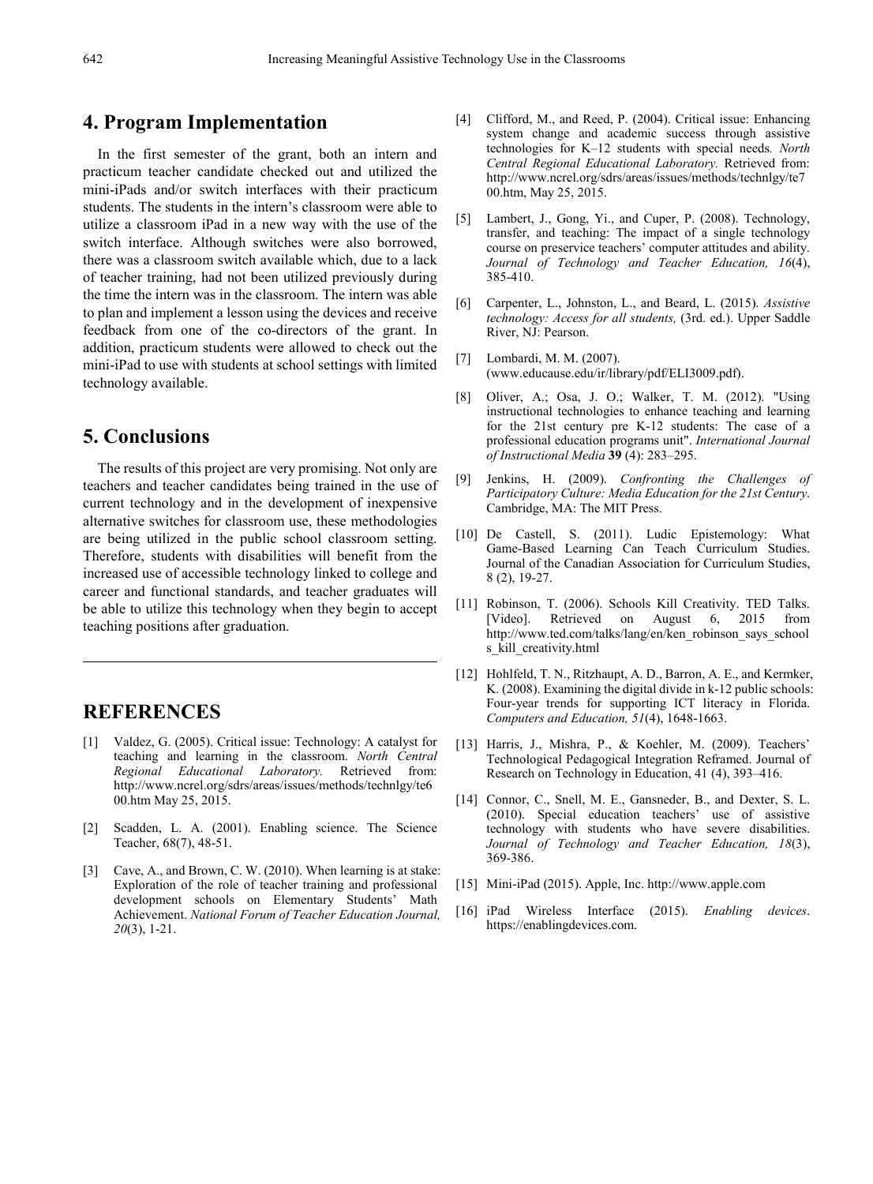## 4. Program Implementation

In the first semester of the grant, both an intern and practicum teacher candidate checked out and utilized the mini-iPads and/or switch interfaces with their practicum students. The students in the intern's classroom were able to utilize a classroom iPad in a new way with the use of the switch interface. Although switches were also borrowed, there was a classroom switch available which, due to a lack of teacher training, had not been utilized previously during the time the intern was in the classroom. The intern was able to plan and implement a lesson using the devices and receive feedback from one of the co-directors of the grant. In addition, practicum students were allowed to check out the mini-iPad to use with students at school settings with limited technology available.

## 5. Conclusions

The results of this project are very promising. Not only are teachers and teacher candidates being trained in the use of current technology and in the development of inexpensive alternative switches for classroom use, these methodologies are being utilized in the public school classroom setting. Therefore, students with disabilities will benefit from the increased use of accessible technology linked to college and career and functional standards, and teacher graduates will be able to utilize this technology when they begin to accept teaching positions after graduation.

## REFERENCES

[1] Valdez, G. (2005). Critical issue: Technology: A catalyst for teaching and learning in the classroom. *North Central Regional Educational Laboratory.* Retrieved from: http://www.ncrel.org/sdrs/areas/issues/methods/technlgy/te600.htm May 25, 2015.

[2] Scadden, L. A. (2001). Enabling science. The Science Teacher, 68(7), 48-51.

[3] Cave, A., and Brown, C. W. (2010). When learning is at stake: Exploration of the role of teacher training and professional development schools on Elementary Students' Math Achievement. *National Forum of Teacher Education Journal, 20*(3), 1-21.

[4] Clifford, M., and Reed, P. (2004). Critical issue: Enhancing system change and academic success through assistive technologies for K–12 students with special needs. *North Central Regional Educational Laboratory.* Retrieved from: http://www.ncrel.org/sdrs/areas/issues/methods/technlgy/te700.htm, May 25, 2015.

[5] Lambert, J., Gong, Yi., and Cuper, P. (2008). Technology, transfer, and teaching: The impact of a single technology course on preservice teachers' computer attitudes and ability. *Journal of Technology and Teacher Education, 16*(4), 385-410.

[6] Carpenter, L., Johnston, L., and Beard, L. (2015). *Assistive technology: Access for all students,* (3rd. ed.). Upper Saddle River, NJ: Pearson.

[7] Lombardi, M. M. (2007). (www.educause.edu/ir/library/pdf/ELI3009.pdf).

[8] Oliver, A.; Osa, J. O.; Walker, T. M. (2012). "Using instructional technologies to enhance teaching and learning for the 21st century pre K-12 students: The case of a professional education programs unit". *International Journal of Instructional Media* **39** (4): 283–295.

[9] Jenkins, H. (2009). *Confronting the Challenges of Participatory Culture: Media Education for the 21st Century*. Cambridge, MA: The MIT Press.

[10] De Castell, S. (2011). Ludic Epistemology: What Game-Based Learning Can Teach Curriculum Studies. Journal of the Canadian Association for Curriculum Studies, 8 (2), 19-27.

[11] Robinson, T. (2006). Schools Kill Creativity. TED Talks. [Video]. Retrieved on August 6, 2015 from http://www.ted.com/talks/lang/en/ken_robinson_says_schools_kill_creativity.html

[12] Hohlfeld, T. N., Ritzhaupt, A. D., Barron, A. E., and Kermker, K. (2008). Examining the digital divide in k-12 public schools: Four-year trends for supporting ICT literacy in Florida. *Computers and Education, 51*(4), 1648-1663.

[13] Harris, J., Mishra, P., & Koehler, M. (2009). Teachers' Technological Pedagogical Integration Reframed. Journal of Research on Technology in Education, 41 (4), 393–416.

[14] Connor, C., Snell, M. E., Gansneder, B., and Dexter, S. L. (2010). Special education teachers' use of assistive technology with students who have severe disabilities. *Journal of Technology and Teacher Education, 18*(3), 369-386.

[15] Mini-iPad (2015). Apple, Inc. http://www.apple.com

[16] iPad Wireless Interface (2015). *Enabling devices*. https://enablingdevices.com.